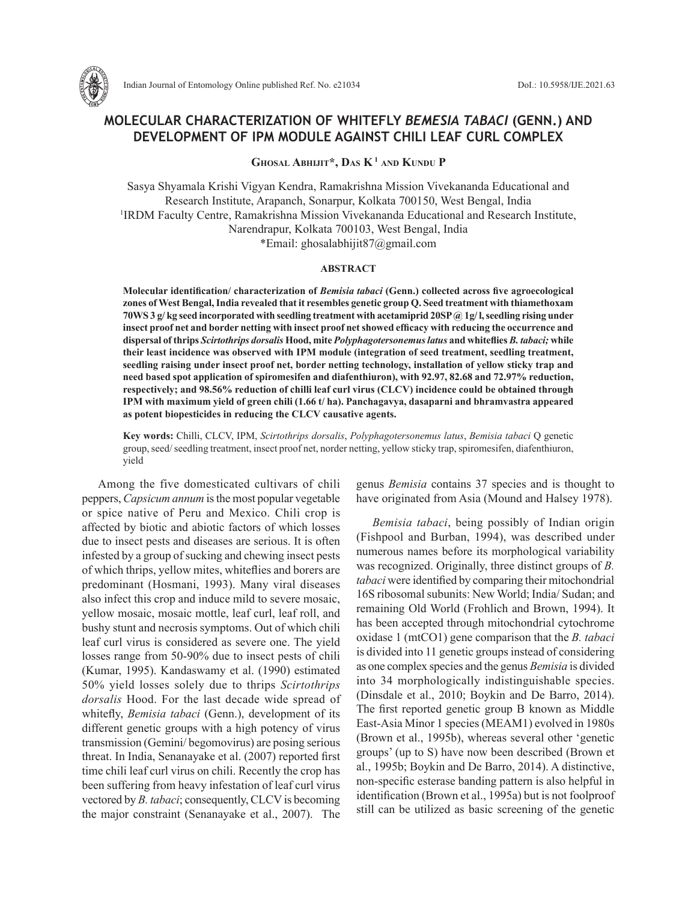# MOLECULAR CHARACTERIZATION OF WHITEFLY *BEMESIA TABACI* (GENN.) AND DEVELOPMENT OF IPM MODULE AGAINST CHILI LEAF CURL COMPLEX

**Ghosal Abhijit\*, Das K[1] and Kundu P**

Sasya Shyamala Krishi Vigyan Kendra, Ramakrishna Mission Vivekananda Educational and Research Institute, Arapanch, Sonarpur, Kolkata 700150, West Bengal, India
[1]IRDM Faculty Centre, Ramakrishna Mission Vivekananda Educational and Research Institute, Narendrapur, Kolkata 700103, West Bengal, India
\*Email: ghosalabhijit87@gmail.com

## ABSTRACT

**Molecular identification/ characterization of *Bemisia tabaci* (Genn.) collected across five agroecological zones of West Bengal, India revealed that it resembles genetic group Q. Seed treatment with thiamethoxam 70WS 3 g/ kg seed incorporated with seedling treatment with acetamiprid 20SP @ 1g/ l, seedling rising under insect proof net and border netting with insect proof net showed efficacy with reducing the occurrence and dispersal of thrips *Scirtothrips dorsalis* Hood, mite *Polyphagotersonemus latus* and whiteflies *B. tabaci;* while their least incidence was observed with IPM module (integration of seed treatment, seedling treatment, seedling raising under insect proof net, border netting technology, installation of yellow sticky trap and need based spot application of spiromesifen and diafenthiuron), with 92.97, 82.68 and 72.97% reduction, respectively; and 98.56% reduction of chilli leaf curl virus (CLCV) incidence could be obtained through IPM with maximum yield of green chili (1.66 t/ ha). Panchagavya, dasaparni and bhramvastra appeared as potent biopesticides in reducing the CLCV causative agents.**

**Key words:** Chilli, CLCV, IPM, *Scirtothrips dorsalis*, *Polyphagotersonemus latus*, *Bemisia tabaci* Q genetic group, seed/ seedling treatment, insect proof net, norder netting, yellow sticky trap, spiromesifen, diafenthiuron, yield

Among the five domesticated cultivars of chili peppers, *Capsicum annum* is the most popular vegetable or spice native of Peru and Mexico. Chili crop is affected by biotic and abiotic factors of which losses due to insect pests and diseases are serious. It is often infested by a group of sucking and chewing insect pests of which thrips, yellow mites, whiteflies and borers are predominant (Hosmani, 1993). Many viral diseases also infect this crop and induce mild to severe mosaic, yellow mosaic, mosaic mottle, leaf curl, leaf roll, and bushy stunt and necrosis symptoms. Out of which chili leaf curl virus is considered as severe one. The yield losses range from 50-90% due to insect pests of chili (Kumar, 1995). Kandaswamy et al. (1990) estimated 50% yield losses solely due to thrips *Scirtothrips dorsalis* Hood. For the last decade wide spread of whitefly, *Bemisia tabaci* (Genn.), development of its different genetic groups with a high potency of virus transmission (Gemini/ begomovirus) are posing serious threat. In India, Senanayake et al. (2007) reported first time chili leaf curl virus on chili. Recently the crop has been suffering from heavy infestation of leaf curl virus vectored by *B. tabaci*; consequently, CLCV is becoming the major constraint (Senanayake et al., 2007). The genus *Bemisia* contains 37 species and is thought to have originated from Asia (Mound and Halsey 1978).

*Bemisia tabaci*, being possibly of Indian origin (Fishpool and Burban, 1994), was described under numerous names before its morphological variability was recognized. Originally, three distinct groups of *B. tabaci* were identified by comparing their mitochondrial 16S ribosomal subunits: New World; India/ Sudan; and remaining Old World (Frohlich and Brown, 1994). It has been accepted through mitochondrial cytochrome oxidase 1 (mtCO1) gene comparison that the *B. tabaci* is divided into 11 genetic groups instead of considering as one complex species and the genus *Bemisia* is divided into 34 morphologically indistinguishable species. (Dinsdale et al., 2010; Boykin and De Barro, 2014). The first reported genetic group B known as Middle East-Asia Minor 1 species (MEAM1) evolved in 1980s (Brown et al., 1995b), whereas several other 'genetic groups' (up to S) have now been described (Brown et al., 1995b; Boykin and De Barro, 2014). A distinctive, non-specific esterase banding pattern is also helpful in identification (Brown et al., 1995a) but is not foolproof still can be utilized as basic screening of the genetic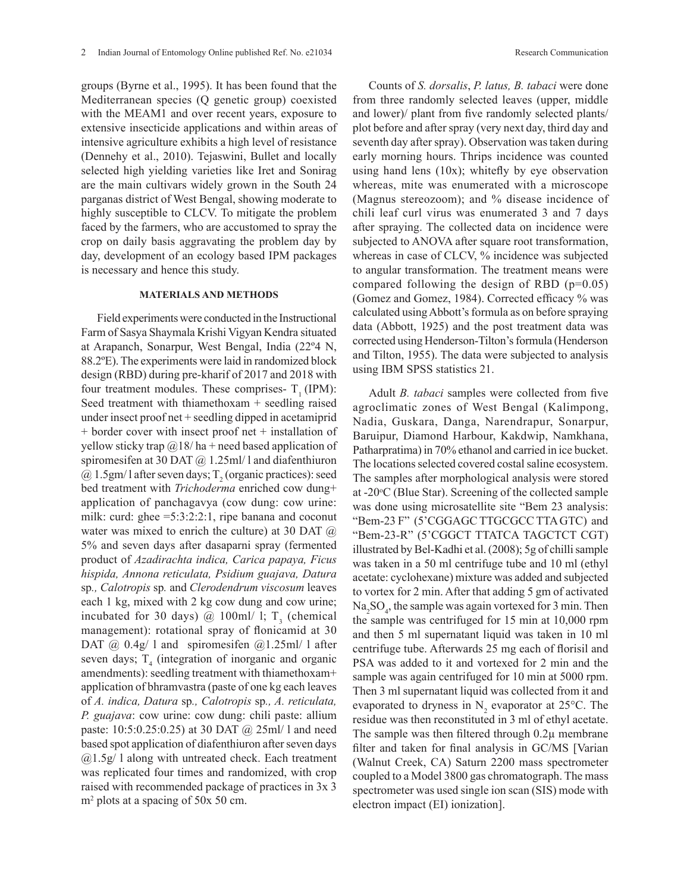groups (Byrne et al., 1995). It has been found that the Mediterranean species (Q genetic group) coexisted with the MEAM1 and over recent years, exposure to extensive insecticide applications and within areas of intensive agriculture exhibits a high level of resistance (Dennehy et al., 2010). Tejaswini, Bullet and locally selected high yielding varieties like Iret and Sonirag are the main cultivars widely grown in the South 24 parganas district of West Bengal, showing moderate to highly susceptible to CLCV. To mitigate the problem faced by the farmers, who are accustomed to spray the crop on daily basis aggravating the problem day by day, development of an ecology based IPM packages is necessary and hence this study.

## MATERIALS AND METHODS

Field experiments were conducted in the Instructional Farm of Sasya Shaymala Krishi Vigyan Kendra situated at Arapanch, Sonarpur, West Bengal, India (22º4 N, 88.2ºE). The experiments were laid in randomized block design (RBD) during pre-kharif of 2017 and 2018 with four treatment modules. These comprises- $T_1$ (IPM): Seed treatment with thiamethoxam + seedling raised under insect proof net + seedling dipped in acetamiprid + border cover with insect proof net + installation of yellow sticky trap @18/ ha + need based application of spiromesifen at 30 DAT @ 1.25ml/ l and diafenthiuron @ 1.5gm/ l after seven days; $T_2$ (organic practices): seed bed treatment with *Trichoderma* enriched cow dung+ application of panchagavya (cow dung: cow urine: milk: curd: ghee =5:3:2:2:1, ripe banana and coconut water was mixed to enrich the culture) at 30 DAT @ 5% and seven days after dasaparni spray (fermented product of *Azadirachta indica, Carica papaya, Ficus hispida, Annona reticulata, Psidium guajava, Datura* sp*., Calotropis* sp*.* and *Clerodendrum viscosum* leaves each 1 kg, mixed with 2 kg cow dung and cow urine; incubated for 30 days) @ 100ml/ l; $T_3$ (chemical management): rotational spray of flonicamid at 30 DAT @ 0.4g/ l and spiromesifen @1.25ml/ l after seven days; $T_4$ (integration of inorganic and organic amendments): seedling treatment with thiamethoxam+ application of bhramvastra (paste of one kg each leaves of *A. indica, Datura* sp*., Calotropis* sp*., A. reticulata, P. guajava*: cow urine: cow dung: chili paste: allium paste: 10:5:0.25:0.25) at 30 DAT @ 25ml/ l and need based spot application of diafenthiuron after seven days @1.5g/ l along with untreated check. Each treatment was replicated four times and randomized, with crop raised with recommended package of practices in 3x 3 $m^2$ plots at a spacing of 50x 50 cm.

Counts of *S. dorsalis*, *P. latus, B. tabaci* were done from three randomly selected leaves (upper, middle and lower)/ plant from five randomly selected plants/ plot before and after spray (very next day, third day and seventh day after spray). Observation was taken during early morning hours. Thrips incidence was counted using hand lens (10x); whitefly by eye observation whereas, mite was enumerated with a microscope (Magnus stereozoom); and % disease incidence of chili leaf curl virus was enumerated 3 and 7 days after spraying. The collected data on incidence were subjected to ANOVA after square root transformation, whereas in case of CLCV, % incidence was subjected to angular transformation. The treatment means were compared following the design of RBD (p=0.05) (Gomez and Gomez, 1984). Corrected efficacy % was calculated using Abbott's formula as on before spraying data (Abbott, 1925) and the post treatment data was corrected using Henderson-Tilton's formula (Henderson and Tilton, 1955). The data were subjected to analysis using IBM SPSS statistics 21.

Adult *B. tabaci* samples were collected from five agroclimatic zones of West Bengal (Kalimpong, Nadia, Guskara, Danga, Narendrapur, Sonarpur, Baruipur, Diamond Harbour, Kakdwip, Namkhana, Patharpratima) in 70% ethanol and carried in ice bucket. The locations selected covered costal saline ecosystem. The samples after morphological analysis were stored at -20°C (Blue Star). Screening of the collected sample was done using microsatellite site "Bem 23 analysis: "Bem-23 F" (5'CGGAGC TTGCGCC TTA GTC) and "Bem-23-R" (5'CGGCT TTATCA TAGCTCT CGT) illustrated by Bel-Kadhi et al. (2008); 5g of chilli sample was taken in a 50 ml centrifuge tube and 10 ml (ethyl acetate: cyclohexane) mixture was added and subjected to vortex for 2 min. After that adding 5 gm of activated $Na_2SO_4$, the sample was again vortexed for 3 min. Then the sample was centrifuged for 15 min at 10,000 rpm and then 5 ml supernatant liquid was taken in 10 ml centrifuge tube. Afterwards 25 mg each of florisil and PSA was added to it and vortexed for 2 min and the sample was again centrifuged for 10 min at 5000 rpm. Then 3 ml supernatant liquid was collected from it and evaporated to dryness in $N_2$ evaporator at 25°C. The residue was then reconstituted in 3 ml of ethyl acetate. The sample was then filtered through 0.2µ membrane filter and taken for final analysis in GC/MS [Varian (Walnut Creek, CA) Saturn 2200 mass spectrometer coupled to a Model 3800 gas chromatograph. The mass spectrometer was used single ion scan (SIS) mode with electron impact (EI) ionization].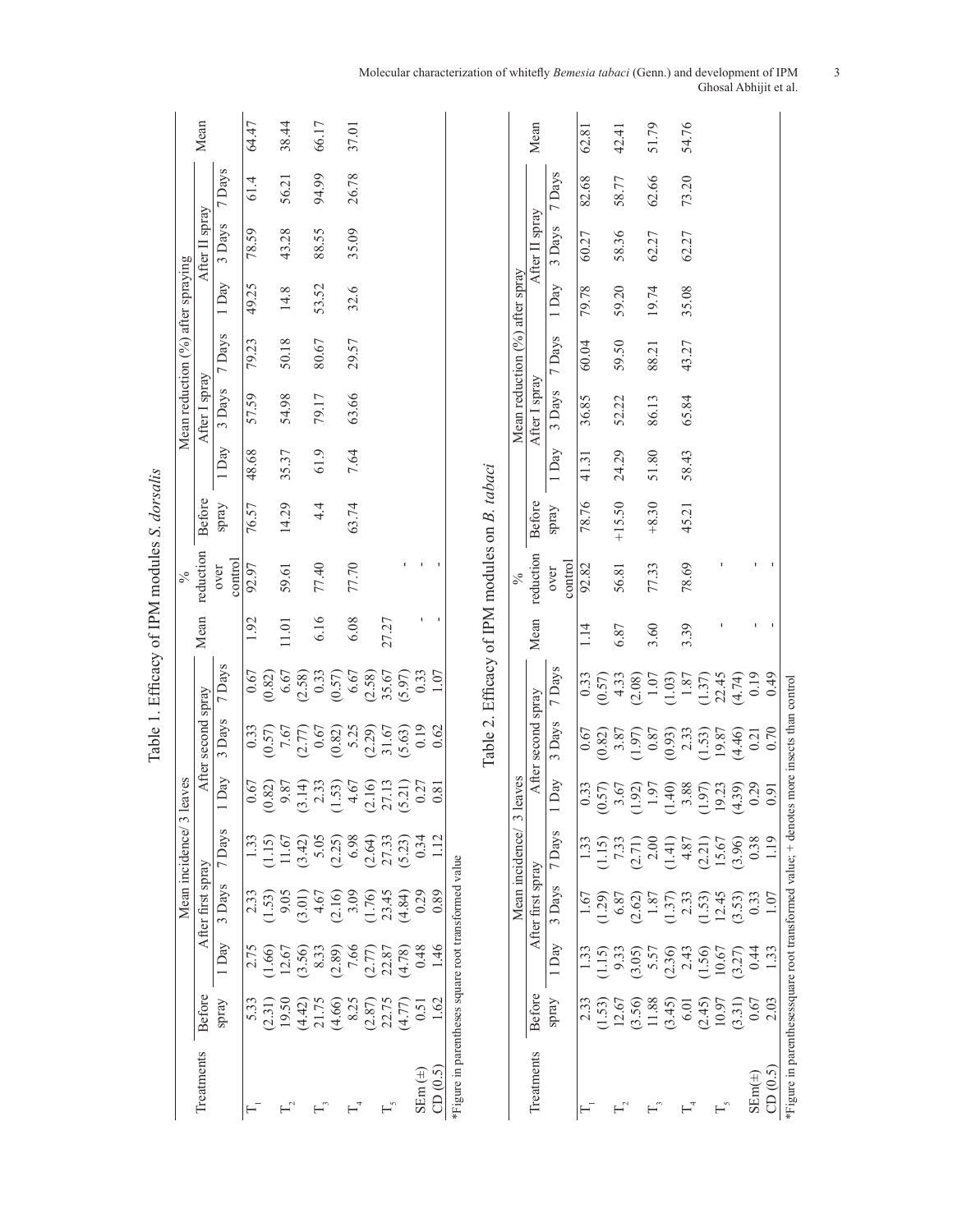Table 1. Efficacy of IPM modules *S. dorsalis*

| Treatments | Mean incidence/ 3 leaves | | | | | | | Mean | % reduction over control | Mean reduction (%) after spraying | | | | | | | Mean |
|---|---|---|---|---|---|---|---|---|---|---|---|---|---|---|---|---|---|
| | Before spray | After first spray | | | After second spray | | | | | Before spray | After I spray | | | After II spray | | | |
| | | 1 Day | 3 Days | 7 Days | 1 Day | 3 Days | 7 Days | | | | 1 Day | 3 Days | 7 Days | 1 Day | 3 Days | 7 Days | |
| $T_1$ | 5.33 (2.31) | 2.75 (1.66) | 2.33 (1.53) | 1.33 (1.15) | 0.67 (0.82) | 0.33 (0.57) | 0.67 (0.82) | 1.92 | 92.97 | 76.57 | 48.68 | 57.59 | 79.23 | 49.25 | 78.59 | 61.4 | 64.47 |
| $T_2$ | 19.50 (4.42) | 12.67 (3.56) | 9.05 (3.01) | 11.67 (3.42) | 9.87 (3.14) | 7.67 (2.77) | 6.67 (2.58) | 11.01 | 59.61 | 14.29 | 35.37 | 54.98 | 50.18 | 14.8 | 43.28 | 56.21 | 38.44 |
| $T_3$ | 21.75 (4.66) | 8.33 (2.89) | 4.67 (2.16) | 5.05 (2.25) | 2.33 (1.53) | 0.67 (0.82) | 0.33 (0.57) | 6.16 | 77.40 | 4.4 | 61.9 | 79.17 | 80.67 | 53.52 | 88.55 | 94.99 | 66.17 |
| $T_4$ | 8.25 (2.87) | 7.66 (2.77) | 3.09 (1.76) | 6.98 (2.64) | 4.67 (2.16) | 5.25 (2.29) | 6.67 (2.58) | 6.08 | 77.70 | 63.74 | 7.64 | 63.66 | 29.57 | 32.6 | 35.09 | 26.78 | 37.01 |
| $T_5$ | 22.75 (4.77) | 22.87 (4.78) | 23.45 (4.84) | 27.33 (5.23) | 27.13 (5.21) | 31.67 (5.63) | 35.67 (5.97) | 27.27 | - | | | | | | | | |
| SEm (±) | 0.51 | 0.48 | 0.29 | 0.34 | 0.27 | 0.19 | 0.33 | - | - | | | | | | | | |
| CD (0.5) | 1.62 | 1.46 | 0.89 | 1.12 | 0.81 | 0.62 | 1.07 | - | - | | | | | | | | |

*Figure in parentheses square root transformed value

Table 2. Efficacy of IPM modules on *B. tabaci*

| Treatments | Mean incidence/ 3 leaves | | | | | | | Mean | % reduction over control | Mean reduction (%) after spray | | | | | | | Mean |
|---|---|---|---|---|---|---|---|---|---|---|---|---|---|---|---|---|---|
| | Before spray | After first spray | | | After second spray | | | | | Before spray | After I spray | | | After II spray | | | |
| | | 1 Day | 3 Days | 7 Days | 1 Day | 3 Days | 7 Days | | | | 1 Day | 3 Days | 7 Days | 1 Day | 3 Days | 7 Days | |
| $T_1$ | 2.33 (1.53) | 1.33 (1.15) | 1.67 (1.29) | 1.33 (1.15) | 0.33 (0.57) | 0.67 (0.82) | 0.33 (0.57) | 1.14 | 92.82 | 78.76 | 41.31 | 36.85 | 60.04 | 79.78 | 60.27 | 82.68 | 62.81 |
| $T_2$ | 12.67 (3.56) | 9.33 (3.05) | 6.87 (2.62) | 7.33 (2.71) | 3.67 (1.92) | 3.87 (1.97) | 4.33 (2.08) | 6.87 | 56.81 | +15.50 | 24.29 | 52.22 | 59.50 | 59.20 | 58.36 | 58.77 | 42.41 |
| $T_3$ | 11.88 (3.45) | 5.57 (2.36) | 1.87 (1.37) | 2.00 (1.41) | 1.97 (1.40) | 0.87 (0.93) | 1.07 (1.03) | 3.60 | 77.33 | +8.30 | 51.80 | 86.13 | 88.21 | 19.74 | 62.27 | 62.66 | 51.79 |
| $T_4$ | 6.01 (2.45) | 2.43 (1.56) | 2.33 (1.53) | 4.87 (2.21) | 3.88 (1.97) | 2.33 (1.53) | 1.87 (1.37) | 3.39 | 78.69 | 45.21 | 58.43 | 65.84 | 43.27 | 35.08 | 62.27 | 73.20 | 54.76 |
| $T_5$ | 10.97 (3.31) | 10.67 (3.27) | 12.45 (3.53) | 15.67 (3.96) | 19.23 (4.39) | 19.87 (4.46) | 22.45 (4.74) | - | - | | | | | | | | |
| SEm(±) | 0.67 | 0.44 | 0.33 | 0.38 | 0.29 | 0.21 | 0.19 | - | - | | | | | | | | |
| CD (0.5) | 2.03 | 1.33 | 1.07 | 1.19 | 0.91 | 0.70 | 0.49 | - | - | | | | | | | | |

*Figure in parenthesessquare root transformed value; + denotes more insects than control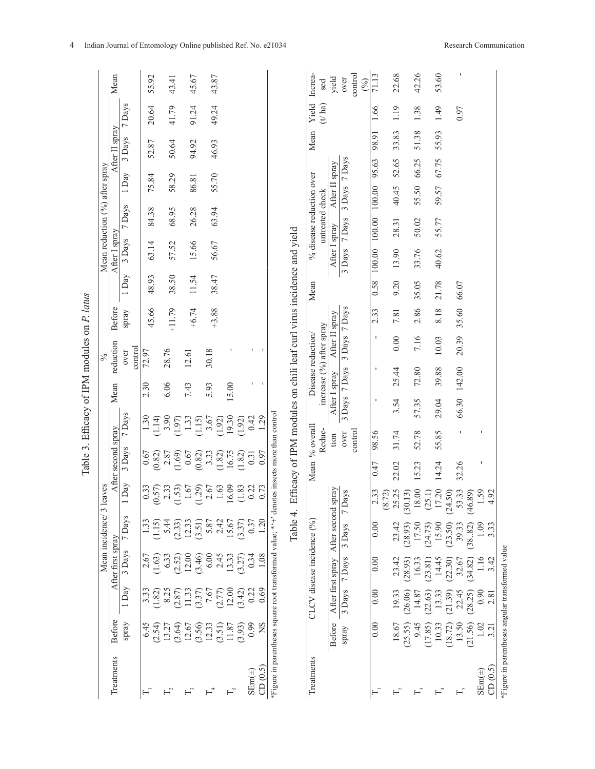Table 3. Efficacy of IPM modules on *P. latus*

| Treatments | Mean incidence/ 3 leaves | | | | | | | Mean | % reduction over control | Mean reduction (%) after spray | | | | | | | Mean |
|---|---|---|---|---|---|---|---|---|---|---|---|---|---|---|---|---|---|
| | Before spray | After first spray | | | After second spray | | | | | Before spray | After I spray | | | After II spray | | | |
| | | 1 Day | 3 Days | 7 Days | 1 Day | 3 Days | 7 Days | | | | 1 Day | 3 Days | 7 Days | 1 Day | 3 Days | 7 Days | |
| $T_1$ | 6.45 (2.54) | 3.33 (1.82) | 2.67 (1.63) | 1.33 (1.15) | 0.33 (0.57) | 0.67 (0.82) | 1.30 (1.14) | 2.30 | 72.97 | 45.66 | 48.93 | 63.14 | 84.38 | 75.84 | 52.87 | 20.64 | 55.92 |
| $T_2$ | 13.27 (3.64) | 8.25 (2.87) | 6.33 (2.52) | 5.44 (2.33) | 2.33 (1.53) | 2.87 (1.69) | 3.90 (1.97) | 6.06 | 28.76 | +11.79 | 38.50 | 57.52 | 68.95 | 58.29 | 50.64 | 41.79 | 43.41 |
| $T_3$ | 12.67 (3.56) | 11.33 (3.37) | 12.00 (3.46) | 12.33 (3.51) | 1.67 (1.29) | 0.67 (0.82) | 1.33 (1.15) | 7.43 | 12.61 | +6.74 | 11.54 | 15.66 | 26.28 | 86.81 | 94.92 | 91.24 | 45.67 |
| $T_4$ | 12.33 (3.51) | 7.67 (2.77) | 6.00 (2.45) | 5.87 (2.42) | 2.67 (1.63) | 3.33 (1.82) | 3.67 (1.92) | 5.93 | 30.18 | +3.88 | 38.47 | 56.67 | 63.94 | 55.70 | 46.93 | 49.24 | 43.87 |
| $T_5$ | 11.87 (3.93) | 12.00 (3.42) | 13.33 (3.27) | 15.67 (3.37) | 16.09 (1.83) | 16.75 (1.82) | 19.30 (1.92) | 15.00 | - | | | | | | | | |
| SEm(±) | 0.99 | 0.22 | 0.34 | 0.37 | 0.22 | 0.31 | 0.42 | - | - | | | | | | | | |
| CD (0.5) | NS | 0.69 | 1.08 | 1.20 | 0.73 | 0.97 | 1.29 | - | - | | | | | | | | |

*Figure in parentheses square root transformed value; '+' denotes insects more than control

Table 4. Efficacy of IPM modules on chili leaf curl virus incidence and yield

| Treatments | CLCV disease incidence (%) | | | | | Mean | % overall Reduction over control | Disease reduction/ increase (%) after spray | | | | Mean | % disease reduction over untreated check | | | | Mean | Yield (t/ ha) | Increased yield over control (%) |
|---|---|---|---|---|---|---|---|---|---|---|---|---|---|---|---|---|---|---|---|
| | Before spray | After first spray | | After second spray | | | | After I spray | | After II spray | | | After I spray | | After II spray | | | | |
| | | 3 Days | 7 Days | 3 Days | 7 Days | | | 3 Days | 7 Days | 3 Days | 7 Days | | 3 Days | 7 Days | 3 Days | 7 Days | | | |
| $T_1$ | 0.00 | 0.00 | 0.00 | 0.00 | 2.33 (8.72) | 0.47 | 98.56 | - | - | - | 2.33 | 0.58 | 100.00 | 100.00 | 100.00 | 95.63 | 98.91 | 1.66 | 71.13 |
| $T_2$ | 18.67 (25.55) | 19.33 (26.06) | 23.42 (28.93) | 23.42 (28.93) | 25.25 (30.13) | 22.02 | 31.74 | 3.54 | 25.44 | 0.00 | 7.81 | 9.20 | 13.90 | 28.31 | 40.45 | 52.65 | 33.83 | 1.19 | 22.68 |
| $T_3$ | 9.45 (17.85) | 14.87 (22.63) | 16.33 (23.81) | 17.50 (24.73) | 18.00 (25.1) | 15.23 | 52.78 | 57.35 | 72.80 | 7.16 | 2.86 | 35.05 | 33.76 | 50.02 | 55.50 | 66.25 | 51.38 | 1.38 | 42.26 |
| $T_4$ | 10.33 (18.72) | 13.33 (21.39) | 14.45 (22.30) | 15.90 (23.50) | 17.20 (24.50) | 14.24 | 55.85 | 29.04 | 39.88 | 10.03 | 8.18 | 21.78 | 40.62 | 55.77 | 59.57 | 67.75 | 55.93 | 1.49 | 53.60 |
| $T_5$ | 13.50 (21.56) | 22.45 (28.25) | 32.67 (34.82) | 39.33 (38..82) | 53.33 (46.89) | 32.26 | - | 66.30 | 142.00 | 20.39 | 35.60 | 66.07 | | | | | | 0.97 | - |
| SEm(±) | 1.02 | 0.90 | 1.16 | 1.09 | 1.59 | - | - | | | | | | | | | | | | |
| CD (0.5) | 3.21 | 2.81 | 3.42 | 3.33 | 4.92 | | | | | | | | | | | | | | |

*Figure in parentheses angular transformed value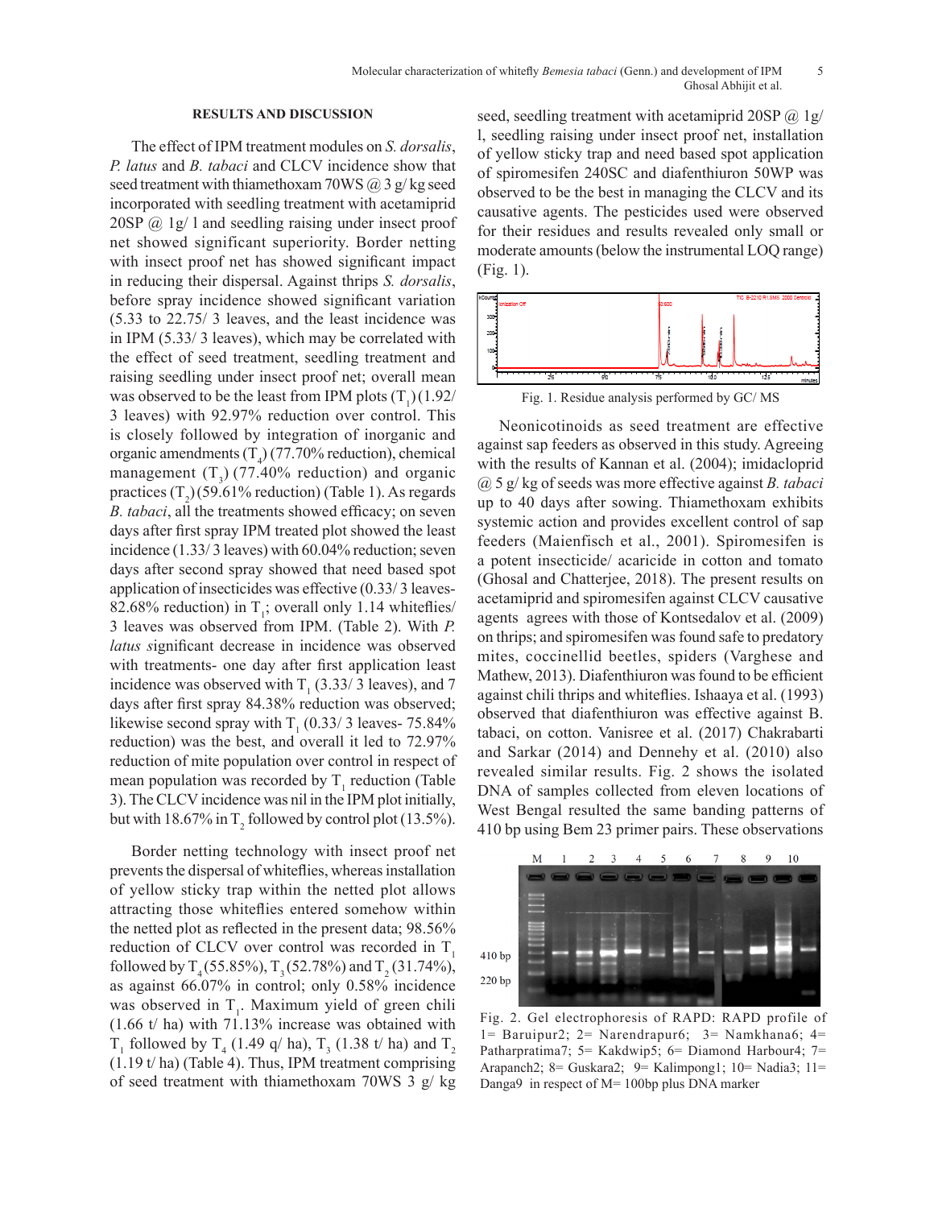## RESULTS AND DISCUSSION

The effect of IPM treatment modules on *S. dorsalis*, *P. latus* and *B. tabaci* and CLCV incidence show that seed treatment with thiamethoxam 70WS @ 3 g/ kg seed incorporated with seedling treatment with acetamiprid 20SP @ 1g/ l and seedling raising under insect proof net showed significant superiority. Border netting with insect proof net has showed significant impact in reducing their dispersal. Against thrips *S. dorsalis*, before spray incidence showed significant variation (5.33 to 22.75/ 3 leaves, and the least incidence was in IPM (5.33/ 3 leaves), which may be correlated with the effect of seed treatment, seedling treatment and raising seedling under insect proof net; overall mean was observed to be the least from IPM plots ($T_1$) (1.92/ 3 leaves) with 92.97% reduction over control. This is closely followed by integration of inorganic and organic amendments ($T_4$) (77.70% reduction), chemical management ($T_3$) (77.40% reduction) and organic practices ($T_2$) (59.61% reduction) (Table 1). As regards *B. tabaci*, all the treatments showed efficacy; on seven days after first spray IPM treated plot showed the least incidence (1.33/ 3 leaves) with 60.04% reduction; seven days after second spray showed that need based spot application of insecticides was effective (0.33/ 3 leaves- 82.68% reduction) in $T_1$; overall only 1.14 whiteflies/ 3 leaves was observed from IPM. (Table 2). With *P. latus s*ignificant decrease in incidence was observed with treatments- one day after first application least incidence was observed with $T_1$ (3.33/ 3 leaves), and 7 days after first spray 84.38% reduction was observed; likewise second spray with $T_1$ (0.33/ 3 leaves- 75.84% reduction) was the best, and overall it led to 72.97% reduction of mite population over control in respect of mean population was recorded by $T_1$ reduction (Table 3). The CLCV incidence was nil in the IPM plot initially, but with 18.67% in $T_2$ followed by control plot (13.5%).

Border netting technology with insect proof net prevents the dispersal of whiteflies, whereas installation of yellow sticky trap within the netted plot allows attracting those whiteflies entered somehow within the netted plot as reflected in the present data; 98.56% reduction of CLCV over control was recorded in $T_1$ followed by $T_4$ (55.85%), $T_3$ (52.78%) and $T_2$ (31.74%), as against 66.07% in control; only 0.58% incidence was observed in $T_1$. Maximum yield of green chili (1.66 t/ ha) with 71.13% increase was obtained with $T_1$ followed by $T_4$ (1.49 q/ ha), $T_3$ (1.38 t/ ha) and $T_2$ (1.19 t/ ha) (Table 4). Thus, IPM treatment comprising of seed treatment with thiamethoxam 70WS 3 g/ kg seed, seedling treatment with acetamiprid 20SP @ 1g/ l, seedling raising under insect proof net, installation of yellow sticky trap and need based spot application of spiromesifen 240SC and diafenthiuron 50WP was observed to be the best in managing the CLCV and its causative agents. The pesticides used were observed for their residues and results revealed only small or moderate amounts (below the instrumental LOQ range) (Fig. 1).

Fig. 1. Residue analysis performed by GC/ MS

Neonicotinoids as seed treatment are effective against sap feeders as observed in this study. Agreeing with the results of Kannan et al. (2004); imidacloprid @ 5 g/ kg of seeds was more effective against *B. tabaci* up to 40 days after sowing. Thiamethoxam exhibits systemic action and provides excellent control of sap feeders (Maienfisch et al., 2001). Spiromesifen is a potent insecticide/ acaricide in cotton and tomato (Ghosal and Chatterjee, 2018). The present results on acetamiprid and spiromesifen against CLCV causative agents agrees with those of Kontsedalov et al. (2009) on thrips; and spiromesifen was found safe to predatory mites, coccinellid beetles, spiders (Varghese and Mathew, 2013). Diafenthiuron was found to be efficient against chili thrips and whiteflies. Ishaaya et al. (1993) observed that diafenthiuron was effective against B. tabaci, on cotton. Vanisree et al. (2017) Chakrabarti and Sarkar (2014) and Dennehy et al. (2010) also revealed similar results. Fig. 2 shows the isolated DNA of samples collected from eleven locations of West Bengal resulted the same banding patterns of 410 bp using Bem 23 primer pairs. These observations

Fig. 2. Gel electrophoresis of RAPD: RAPD profile of 1= Baruipur2; 2= Narendrapur6; 3= Namkhana6; 4= Patharpratima7; 5= Kakdwip5; 6= Diamond Harbour4; 7= Arapanch2; 8= Guskara2; 9= Kalimpong1; 10= Nadia3; 11= Danga9 in respect of M= 100bp plus DNA marker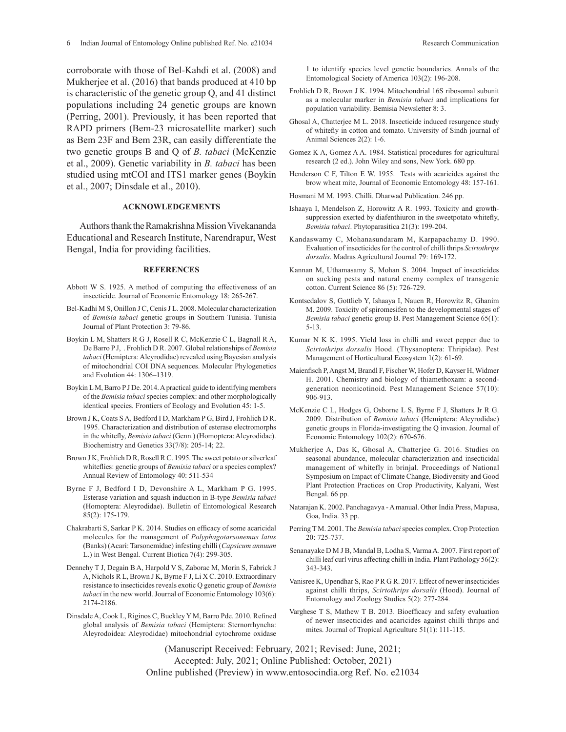corroborate with those of Bel-Kahdi et al. (2008) and Mukherjee et al. (2016) that bands produced at 410 bp is characteristic of the genetic group Q, and 41 distinct populations including 24 genetic groups are known (Perring, 2001). Previously, it has been reported that RAPD primers (Bem-23 microsatellite marker) such as Bem 23F and Bem 23R, can easily differentiate the two genetic groups B and Q of *B. tabaci* (McKenzie et al., 2009). Genetic variability in *B. tabaci* has been studied using mtCOI and ITS1 marker genes (Boykin et al., 2007; Dinsdale et al., 2010).

## ACKNOWLEDGEMENTS

Authors thank the Ramakrishna Mission Vivekananda Educational and Research Institute, Narendrapur, West Bengal, India for providing facilities.

## REFERENCES

Abbott W S. 1925. A method of computing the effectiveness of an insecticide. Journal of Economic Entomology 18: 265-267.

Bel-Kadhi M S, Onillon J C, Cenis J L. 2008. Molecular characterization of *Bemisia tabaci* genetic groups in Southern Tunisia. Tunisia Journal of Plant Protection 3: 79-86.

Boykin L M, Shatters R G J, Rosell R C, McKenzie C L, Bagnall R A, De Barro P J, . Frohlich D R. 2007. Global relationships of *Bemisia tabaci* (Hemiptera: Aleyrodidae) revealed using Bayesian analysis of mitochondrial COI DNA sequences. Molecular Phylogenetics and Evolution 44: 1306–1319.

Boykin L M, Barro P J De. 2014. A practical guide to identifying members of the *Bemisia tabaci* species complex: and other morphologically identical species. Frontiers of Ecology and Evolution 45: 1-5.

Brown J K, Coats S A, Bedford I D, Markham P G, Bird J, Frohlich D R. 1995. Characterization and distribution of esterase electromorphs in the whitefly, *Bemisia tabaci* (Genn.) (Homoptera: Aleyrodidae). Biochemistry and Genetics 33(7/8): 205-14; 22.

Brown J K, Frohlich D R, Rosell R C. 1995. The sweet potato or silverleaf whiteflies: genetic groups of *Bemisia tabaci* or a species complex? Annual Review of Entomology 40: 511-534

Byrne F J, Bedford I D, Devonshire A L, Markham P G. 1995. Esterase variation and squash induction in B-type *Bemisia tabaci* (Homoptera: Aleyrodidae). Bulletin of Entomological Research 85(2): 175-179.

Chakrabarti S, Sarkar P K. 2014. Studies on efficacy of some acaricidal molecules for the management of *Polyphagotarsonemus latus* (Banks) (Acari: Tarsonemidae) infesting chilli (*Capsicum annuum* L.) in West Bengal. Current Biotica 7(4): 299-305.

Dennehy T J, Degain B A, Harpold V S, Zaborac M, Morin S, Fabrick J A, Nichols R L, Brown J K, Byrne F J, Li X C. 2010. Extraordinary resistance to insecticides reveals exotic Q genetic group of *Bemisia tabaci* in the new world. Journal of Economic Entomology 103(6): 2174-2186.

Dinsdale A, Cook L, Riginos C, Buckley Y M, Barro Pde. 2010. Refined global analysis of *Bemisia tabaci* (Hemiptera: Sternorrhyncha: Aleyrodoidea: Aleyrodidae) mitochondrial cytochrome oxidase 1 to identify species level genetic boundaries. Annals of the Entomological Society of America 103(2): 196-208.

Frohlich D R, Brown J K. 1994. Mitochondrial 16S ribosomal subunit as a molecular marker in *Bemisia tabaci* and implications for population variability. Bemisia Newsletter 8: 3.

Ghosal A, Chatterjee M L. 2018. Insecticide induced resurgence study of whitefly in cotton and tomato. University of Sindh journal of Animal Sciences 2(2): 1-6.

Gomez K A, Gomez A A. 1984. Statistical procedures for agricultural research (2 ed.). John Wiley and sons, New York. 680 pp.

Henderson C F, Tilton E W. 1955. Tests with acaricides against the brow wheat mite, Journal of Economic Entomology 48: 157-161.

Hosmani M M. 1993. Chilli. Dharwad Publication. 246 pp.

Ishaaya I, Mendelson Z, Horowitz A R. 1993. Toxicity and growth-suppression exerted by diafenthiuron in the sweetpotato whitefly, *Bemisia tabaci*. Phytoparasitica 21(3): 199-204.

Kandaswamy C, Mohanasundaram M, Karpapachamy D. 1990. Evaluation of insecticides for the control of chilli thrips *Scirtothrips dorsalis*. Madras Agricultural Journal 79: 169-172.

Kannan M, Uthamasamy S, Mohan S. 2004. Impact of insecticides on sucking pests and natural enemy complex of transgenic cotton. Current Science 86 (5): 726-729.

Kontsedalov S, Gottlieb Y, Ishaaya I, Nauen R, Horowitz R, Ghanim M. 2009. Toxicity of spiromesifen to the developmental stages of *Bemisia tabaci* genetic group B. Pest Management Science 65(1): 5-13.

Kumar N K K. 1995. Yield loss in chilli and sweet pepper due to *Scirtothrips dorsalis* Hood. (Thysanoptera: Thripidae). Pest Management of Horticultural Ecosystem 1(2): 61-69.

Maienfisch P, Angst M, Brandl F, Fischer W, Hofer D, Kayser H, Widmer H. 2001. Chemistry and biology of thiamethoxam: a second-generation neonicotinoid. Pest Management Science 57(10): 906-913.

McKenzie C L, Hodges G, Osborne L S, Byrne F J, Shatters Jr R G. 2009. Distribution of *Bemisia tabaci* (Hemiptera: Aleyrodidae) genetic groups in Florida-investigating the Q invasion. Journal of Economic Entomology 102(2): 670-676.

Mukherjee A, Das K, Ghosal A, Chatterjee G. 2016. Studies on seasonal abundance, molecular characterization and insecticidal management of whitefly in brinjal. Proceedings of National Symposium on Impact of Climate Change, Biodiversity and Good Plant Protection Practices on Crop Productivity, Kalyani, West Bengal. 66 pp.

Natarajan K. 2002. Panchagavya - A manual. Other India Press, Mapusa, Goa, India. 33 pp.

Perring T M. 2001. The *Bemisia tabaci* species complex. Crop Protection 20: 725-737.

Senanayake D M J B, Mandal B, Lodha S, Varma A. 2007. First report of chilli leaf curl virus affecting chilli in India. Plant Pathology 56(2): 343-343.

Vanisree K, Upendhar S, Rao P R G R. 2017. Effect of newer insecticides against chilli thrips, *Scirtothrips dorsalis* (Hood). Journal of Entomology and Zoology Studies 5(2): 277-284.

Varghese T S, Mathew T B. 2013. Bioefficacy and safety evaluation of newer insecticides and acaricides against chilli thrips and mites. Journal of Tropical Agriculture 51(1): 111-115.

(Manuscript Received: February, 2021; Revised: June, 2021; Accepted: July, 2021; Online Published: October, 2021)
Online published (Preview) in www.entosocindia.org Ref. No. e21034